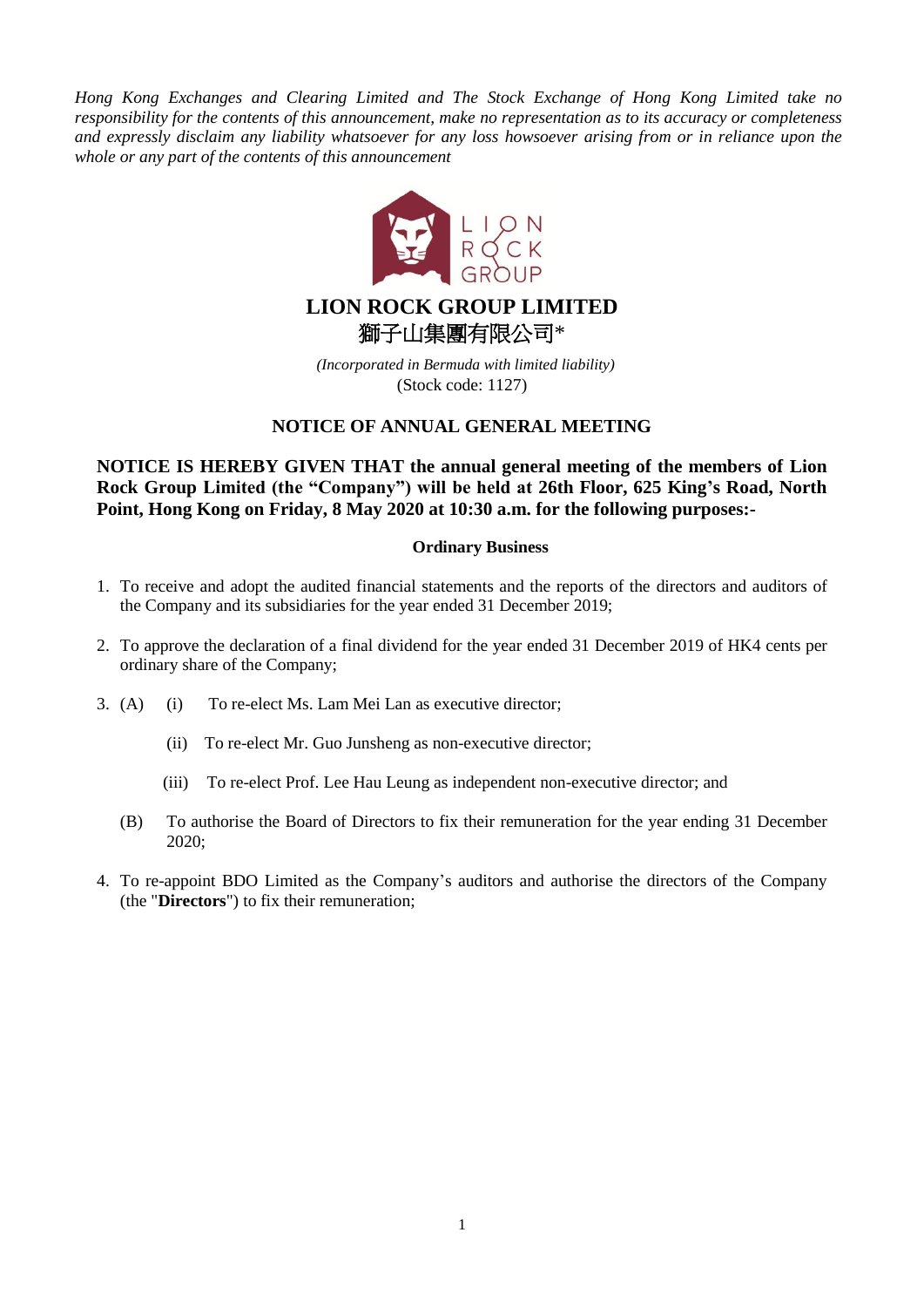*Hong Kong Exchanges and Clearing Limited and The Stock Exchange of Hong Kong Limited take no responsibility for the contents of this announcement, make no representation as to its accuracy or completeness and expressly disclaim any liability whatsoever for any loss howsoever arising from or in reliance upon the whole or any part of the contents of this announcement*

# LION ROCK GROUP LIMITED
# 獅子山集團有限公司*

*(Incorporated in Bermuda with limited liability)*
(Stock code: 1127)

## NOTICE OF ANNUAL GENERAL MEETING

**NOTICE IS HEREBY GIVEN THAT the annual general meeting of the members of Lion Rock Group Limited (the "Company") will be held at 26th Floor, 625 King's Road, North Point, Hong Kong on Friday, 8 May 2020 at 10:30 a.m. for the following purposes:-**

### Ordinary Business

1. To receive and adopt the audited financial statements and the reports of the directors and auditors of the Company and its subsidiaries for the year ended 31 December 2019;

2. To approve the declaration of a final dividend for the year ended 31 December 2019 of HK4 cents per ordinary share of the Company;

3. (A) (i) To re-elect Ms. Lam Mei Lan as executive director;

   (ii) To re-elect Mr. Guo Junsheng as non-executive director;

   (iii) To re-elect Prof. Lee Hau Leung as independent non-executive director; and

   (B) To authorise the Board of Directors to fix their remuneration for the year ending 31 December 2020;

4. To re-appoint BDO Limited as the Company's auditors and authorise the directors of the Company (the "**Directors**") to fix their remuneration;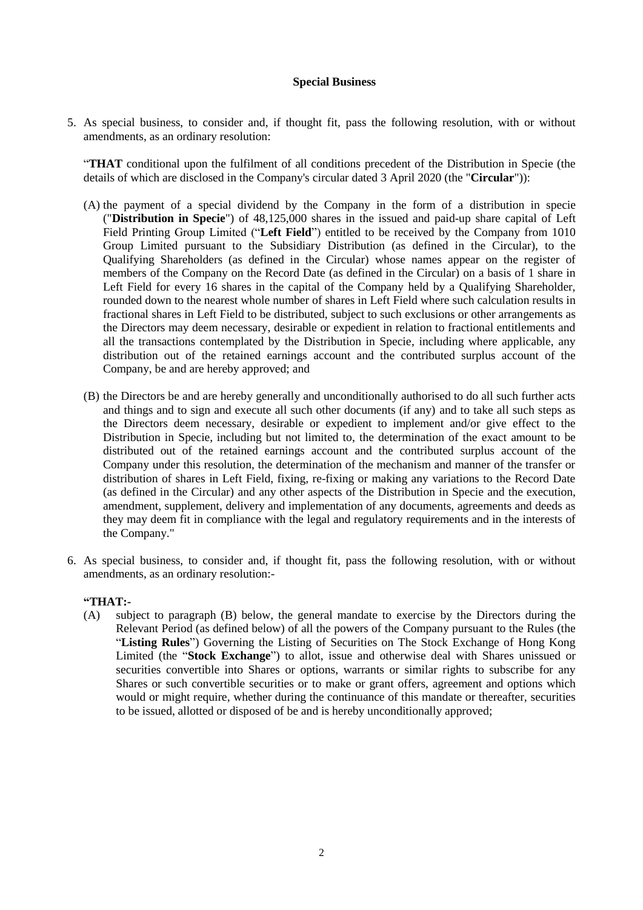**Special Business**

5. As special business, to consider and, if thought fit, pass the following resolution, with or without amendments, as an ordinary resolution:

   "**THAT** conditional upon the fulfilment of all conditions precedent of the Distribution in Specie (the details of which are disclosed in the Company's circular dated 3 April 2020 (the "**Circular**")):

   (A) the payment of a special dividend by the Company in the form of a distribution in specie ("**Distribution in Specie**") of 48,125,000 shares in the issued and paid-up share capital of Left Field Printing Group Limited ("**Left Field**") entitled to be received by the Company from 1010 Group Limited pursuant to the Subsidiary Distribution (as defined in the Circular), to the Qualifying Shareholders (as defined in the Circular) whose names appear on the register of members of the Company on the Record Date (as defined in the Circular) on a basis of 1 share in Left Field for every 16 shares in the capital of the Company held by a Qualifying Shareholder, rounded down to the nearest whole number of shares in Left Field where such calculation results in fractional shares in Left Field to be distributed, subject to such exclusions or other arrangements as the Directors may deem necessary, desirable or expedient in relation to fractional entitlements and all the transactions contemplated by the Distribution in Specie, including where applicable, any distribution out of the retained earnings account and the contributed surplus account of the Company, be and are hereby approved; and

   (B) the Directors be and are hereby generally and unconditionally authorised to do all such further acts and things and to sign and execute all such other documents (if any) and to take all such steps as the Directors deem necessary, desirable or expedient to implement and/or give effect to the Distribution in Specie, including but not limited to, the determination of the exact amount to be distributed out of the retained earnings account and the contributed surplus account of the Company under this resolution, the determination of the mechanism and manner of the transfer or distribution of shares in Left Field, fixing, re-fixing or making any variations to the Record Date (as defined in the Circular) and any other aspects of the Distribution in Specie and the execution, amendment, supplement, delivery and implementation of any documents, agreements and deeds as they may deem fit in compliance with the legal and regulatory requirements and in the interests of the Company."

6. As special business, to consider and, if thought fit, pass the following resolution, with or without amendments, as an ordinary resolution:-

   **"THAT:-**

   (A) subject to paragraph (B) below, the general mandate to exercise by the Directors during the Relevant Period (as defined below) of all the powers of the Company pursuant to the Rules (the "**Listing Rules**") Governing the Listing of Securities on The Stock Exchange of Hong Kong Limited (the "**Stock Exchange**") to allot, issue and otherwise deal with Shares unissued or securities convertible into Shares or options, warrants or similar rights to subscribe for any Shares or such convertible securities or to make or grant offers, agreement and options which would or might require, whether during the continuance of this mandate or thereafter, securities to be issued, allotted or disposed of be and is hereby unconditionally approved;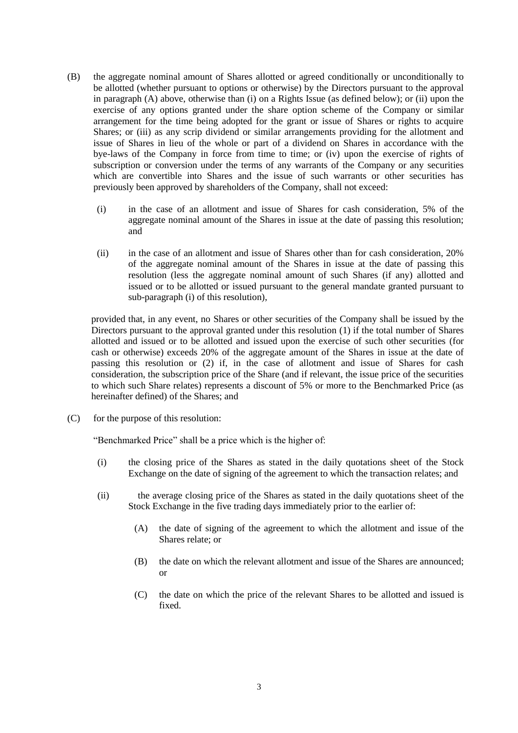(B) the aggregate nominal amount of Shares allotted or agreed conditionally or unconditionally to be allotted (whether pursuant to options or otherwise) by the Directors pursuant to the approval in paragraph (A) above, otherwise than (i) on a Rights Issue (as defined below); or (ii) upon the exercise of any options granted under the share option scheme of the Company or similar arrangement for the time being adopted for the grant or issue of Shares or rights to acquire Shares; or (iii) as any scrip dividend or similar arrangements providing for the allotment and issue of Shares in lieu of the whole or part of a dividend on Shares in accordance with the bye-laws of the Company in force from time to time; or (iv) upon the exercise of rights of subscription or conversion under the terms of any warrants of the Company or any securities which are convertible into Shares and the issue of such warrants or other securities has previously been approved by shareholders of the Company, shall not exceed:

   (i) in the case of an allotment and issue of Shares for cash consideration, 5% of the aggregate nominal amount of the Shares in issue at the date of passing this resolution; and

   (ii) in the case of an allotment and issue of Shares other than for cash consideration, 20% of the aggregate nominal amount of the Shares in issue at the date of passing this resolution (less the aggregate nominal amount of such Shares (if any) allotted and issued or to be allotted or issued pursuant to the general mandate granted pursuant to sub-paragraph (i) of this resolution),

   provided that, in any event, no Shares or other securities of the Company shall be issued by the Directors pursuant to the approval granted under this resolution (1) if the total number of Shares allotted and issued or to be allotted and issued upon the exercise of such other securities (for cash or otherwise) exceeds 20% of the aggregate amount of the Shares in issue at the date of passing this resolution or (2) if, in the case of allotment and issue of Shares for cash consideration, the subscription price of the Share (and if relevant, the issue price of the securities to which such Share relates) represents a discount of 5% or more to the Benchmarked Price (as hereinafter defined) of the Shares; and

(C) for the purpose of this resolution:

   "Benchmarked Price" shall be a price which is the higher of:

   (i) the closing price of the Shares as stated in the daily quotations sheet of the Stock Exchange on the date of signing of the agreement to which the transaction relates; and

   (ii) the average closing price of the Shares as stated in the daily quotations sheet of the Stock Exchange in the five trading days immediately prior to the earlier of:

      (A) the date of signing of the agreement to which the allotment and issue of the Shares relate; or

      (B) the date on which the relevant allotment and issue of the Shares are announced; or

      (C) the date on which the price of the relevant Shares to be allotted and issued is fixed.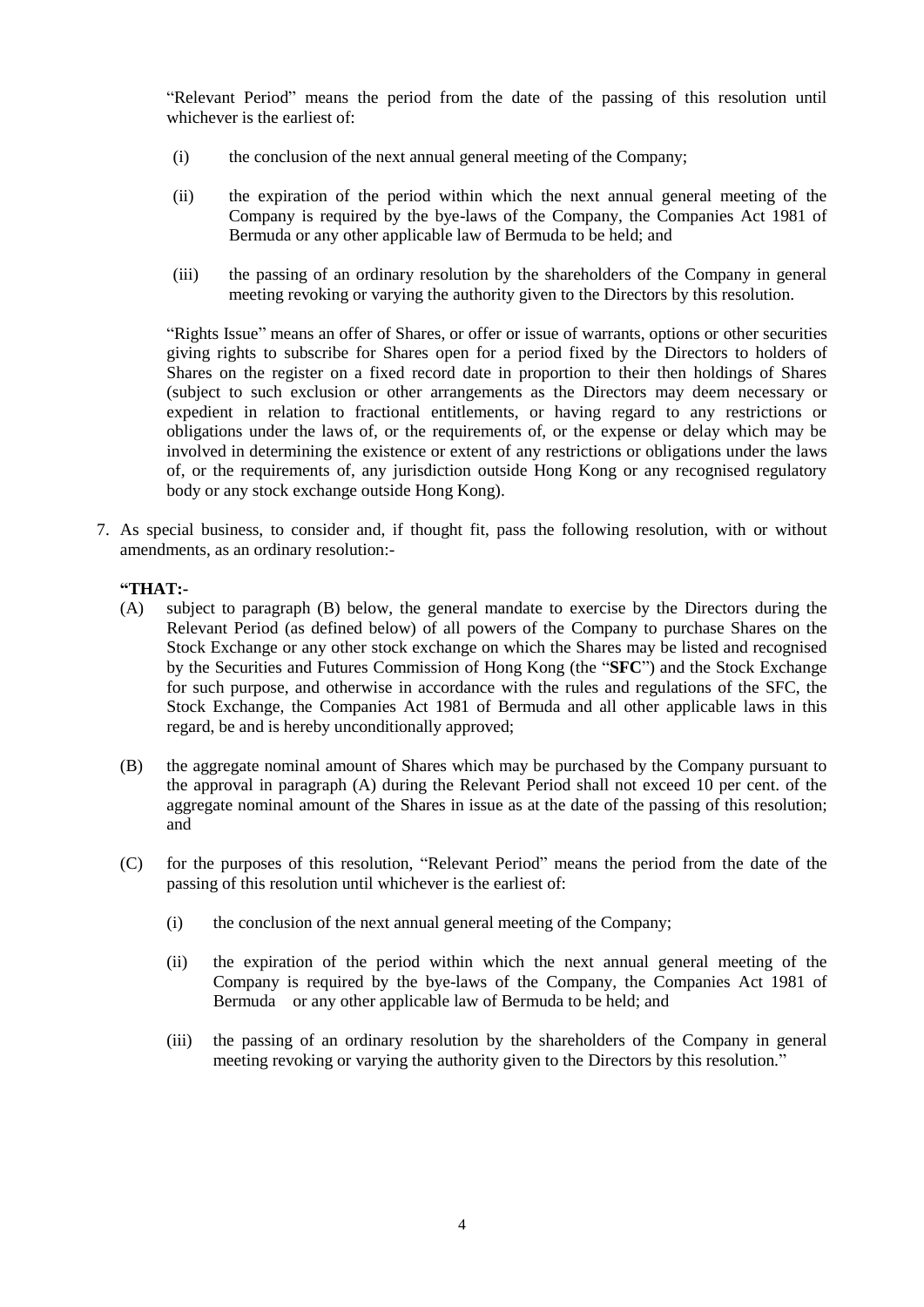"Relevant Period" means the period from the date of the passing of this resolution until whichever is the earliest of:

(i) the conclusion of the next annual general meeting of the Company;

(ii) the expiration of the period within which the next annual general meeting of the Company is required by the bye-laws of the Company, the Companies Act 1981 of Bermuda or any other applicable law of Bermuda to be held; and

(iii) the passing of an ordinary resolution by the shareholders of the Company in general meeting revoking or varying the authority given to the Directors by this resolution.

"Rights Issue" means an offer of Shares, or offer or issue of warrants, options or other securities giving rights to subscribe for Shares open for a period fixed by the Directors to holders of Shares on the register on a fixed record date in proportion to their then holdings of Shares (subject to such exclusion or other arrangements as the Directors may deem necessary or expedient in relation to fractional entitlements, or having regard to any restrictions or obligations under the laws of, or the requirements of, or the expense or delay which may be involved in determining the existence or extent of any restrictions or obligations under the laws of, or the requirements of, any jurisdiction outside Hong Kong or any recognised regulatory body or any stock exchange outside Hong Kong).

7. As special business, to consider and, if thought fit, pass the following resolution, with or without amendments, as an ordinary resolution:-

**"THAT:-**

(A) subject to paragraph (B) below, the general mandate to exercise by the Directors during the Relevant Period (as defined below) of all powers of the Company to purchase Shares on the Stock Exchange or any other stock exchange on which the Shares may be listed and recognised by the Securities and Futures Commission of Hong Kong (the "**SFC**") and the Stock Exchange for such purpose, and otherwise in accordance with the rules and regulations of the SFC, the Stock Exchange, the Companies Act 1981 of Bermuda and all other applicable laws in this regard, be and is hereby unconditionally approved;

(B) the aggregate nominal amount of Shares which may be purchased by the Company pursuant to the approval in paragraph (A) during the Relevant Period shall not exceed 10 per cent. of the aggregate nominal amount of the Shares in issue as at the date of the passing of this resolution; and

(C) for the purposes of this resolution, "Relevant Period" means the period from the date of the passing of this resolution until whichever is the earliest of:

(i) the conclusion of the next annual general meeting of the Company;

(ii) the expiration of the period within which the next annual general meeting of the Company is required by the bye-laws of the Company, the Companies Act 1981 of Bermuda or any other applicable law of Bermuda to be held; and

(iii) the passing of an ordinary resolution by the shareholders of the Company in general meeting revoking or varying the authority given to the Directors by this resolution."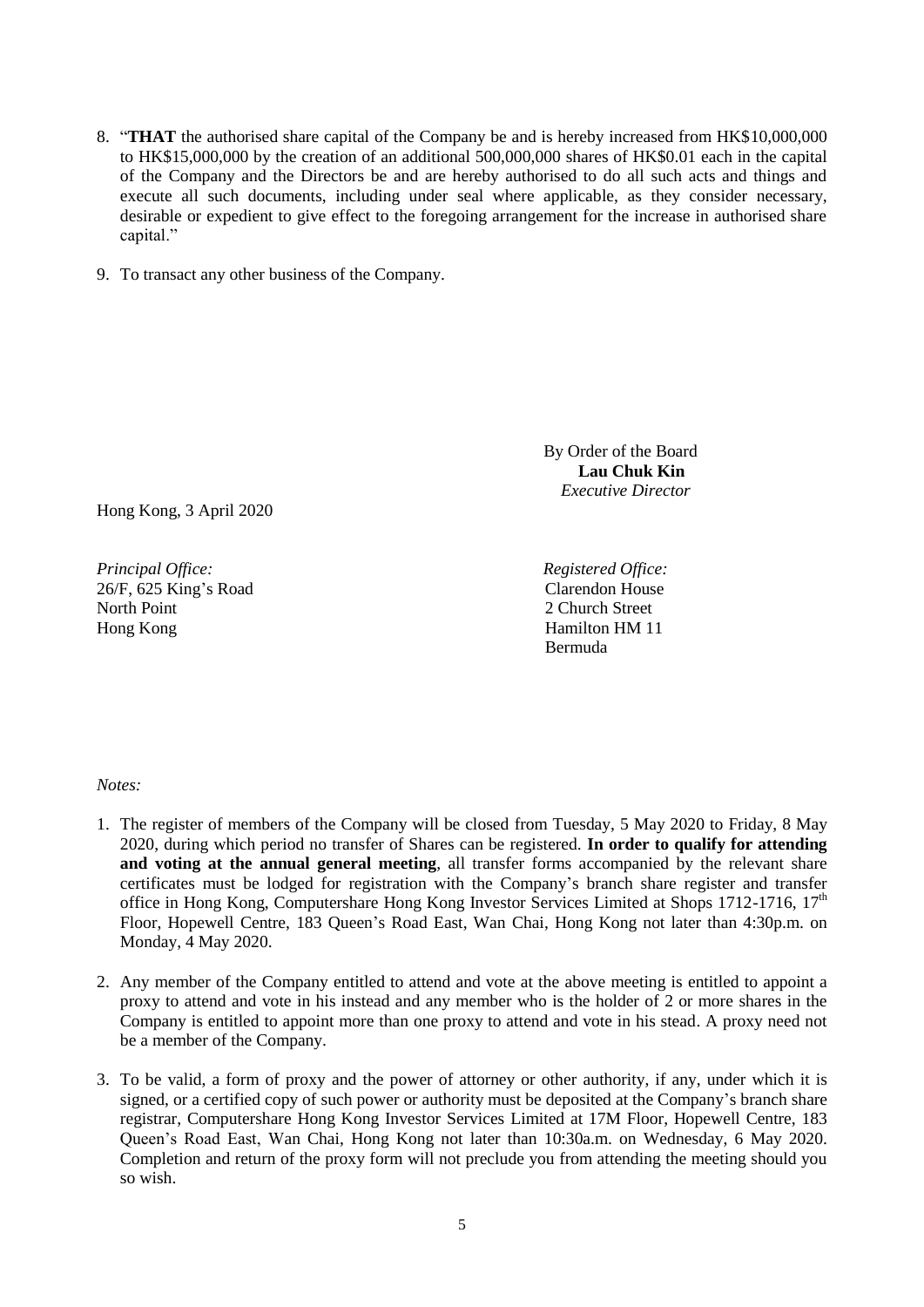8. "**THAT** the authorised share capital of the Company be and is hereby increased from HK$10,000,000 to HK$15,000,000 by the creation of an additional 500,000,000 shares of HK$0.01 each in the capital of the Company and the Directors be and are hereby authorised to do all such acts and things and execute all such documents, including under seal where applicable, as they consider necessary, desirable or expedient to give effect to the foregoing arrangement for the increase in authorised share capital."

9. To transact any other business of the Company.

By Order of the Board
**Lau Chuk Kin**
*Executive Director*

Hong Kong, 3 April 2020

*Principal Office:*
26/F, 625 King's Road
North Point
Hong Kong

*Registered Office:*
Clarendon House
2 Church Street
Hamilton HM 11
Bermuda

*Notes:*

1. The register of members of the Company will be closed from Tuesday, 5 May 2020 to Friday, 8 May 2020, during which period no transfer of Shares can be registered. **In order to qualify for attending and voting at the annual general meeting**, all transfer forms accompanied by the relevant share certificates must be lodged for registration with the Company's branch share register and transfer office in Hong Kong, Computershare Hong Kong Investor Services Limited at Shops 1712-1716, 17th Floor, Hopewell Centre, 183 Queen's Road East, Wan Chai, Hong Kong not later than 4:30p.m. on Monday, 4 May 2020.

2. Any member of the Company entitled to attend and vote at the above meeting is entitled to appoint a proxy to attend and vote in his instead and any member who is the holder of 2 or more shares in the Company is entitled to appoint more than one proxy to attend and vote in his stead. A proxy need not be a member of the Company.

3. To be valid, a form of proxy and the power of attorney or other authority, if any, under which it is signed, or a certified copy of such power or authority must be deposited at the Company's branch share registrar, Computershare Hong Kong Investor Services Limited at 17M Floor, Hopewell Centre, 183 Queen's Road East, Wan Chai, Hong Kong not later than 10:30a.m. on Wednesday, 6 May 2020. Completion and return of the proxy form will not preclude you from attending the meeting should you so wish.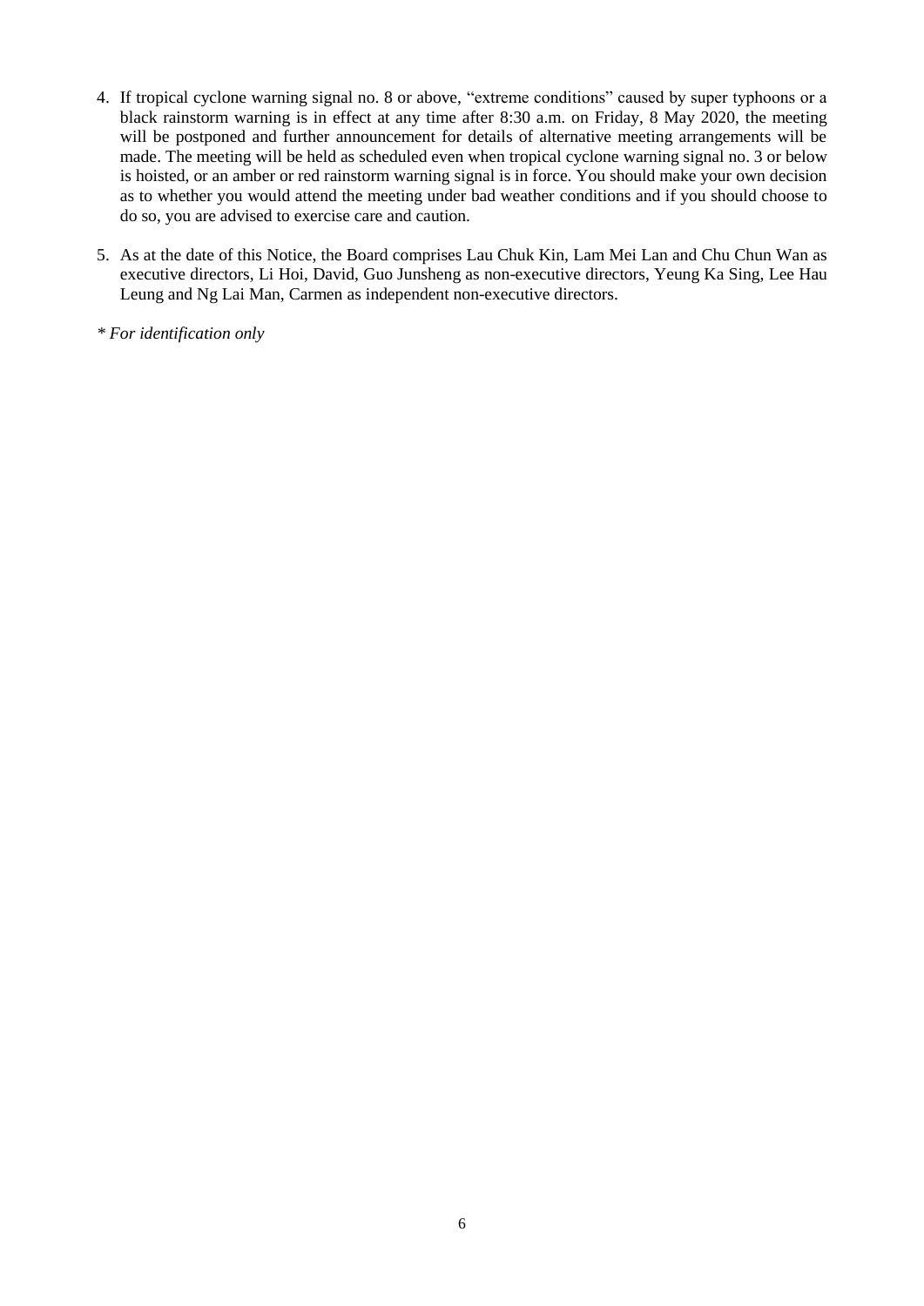4. If tropical cyclone warning signal no. 8 or above, "extreme conditions" caused by super typhoons or a black rainstorm warning is in effect at any time after 8:30 a.m. on Friday, 8 May 2020, the meeting will be postponed and further announcement for details of alternative meeting arrangements will be made. The meeting will be held as scheduled even when tropical cyclone warning signal no. 3 or below is hoisted, or an amber or red rainstorm warning signal is in force. You should make your own decision as to whether you would attend the meeting under bad weather conditions and if you should choose to do so, you are advised to exercise care and caution.

5. As at the date of this Notice, the Board comprises Lau Chuk Kin, Lam Mei Lan and Chu Chun Wan as executive directors, Li Hoi, David, Guo Junsheng as non-executive directors, Yeung Ka Sing, Lee Hau Leung and Ng Lai Man, Carmen as independent non-executive directors.

*\* For identification only*